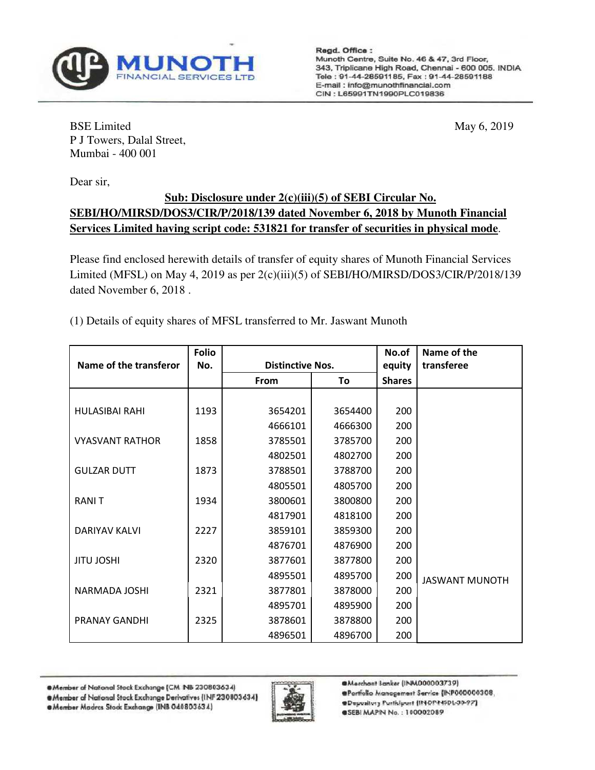Regd. Office :
Munoth Centre, Suite No. 46 & 47, 3rd Floor,
343, Triplicane High Road, Chennai - 600 005. INDIA
Tele : 91-44-28591185, Fax : 91-44-28591188
E-mail : info@munothfinancial.com
CIN : L65991TN1990PLC019836

BSE Limited
P J Towers, Dalal Street,
Mumbai - 400 001

May 6, 2019

Dear sir,

**Sub: Disclosure under 2(c)(iii)(5) of SEBI Circular No. SEBI/HO/MIRSD/DOS3/CIR/P/2018/139 dated November 6, 2018 by Munoth Financial Services Limited having script code: 531821 for transfer of securities in physical mode.**

Please find enclosed herewith details of transfer of equity shares of Munoth Financial Services Limited (MFSL) on May 4, 2019 as per 2(c)(iii)(5) of SEBI/HO/MIRSD/DOS3/CIR/P/2018/139 dated November 6, 2018 .

(1) Details of equity shares of MFSL transferred to Mr. Jaswant Munoth

| Name of the transferor | Folio No. | Distinctive Nos. | | No.of equity Shares | Name of the transferee |
|---|---|---|---|---|---|
| | | From | To | | |
| HULASIBAI RAHI | 1193 | 3654201 | 3654400 | 200 | JASWANT MUNOTH |
| | | 4666101 | 4666300 | 200 | |
| VYASVANT RATHOR | 1858 | 3785501 | 3785700 | 200 | |
| | | 4802501 | 4802700 | 200 | |
| GULZAR DUTT | 1873 | 3788501 | 3788700 | 200 | |
| | | 4805501 | 4805700 | 200 | |
| RANI T | 1934 | 3800601 | 3800800 | 200 | |
| | | 4817901 | 4818100 | 200 | |
| DARIYAV KALVI | 2227 | 3859101 | 3859300 | 200 | |
| | | 4876701 | 4876900 | 200 | |
| JITU JOSHI | 2320 | 3877601 | 3877800 | 200 | |
| | | 4895501 | 4895700 | 200 | |
| NARMADA JOSHI | 2321 | 3877801 | 3878000 | 200 | |
| | | 4895701 | 4895900 | 200 | |
| PRANAY GANDHI | 2325 | 3878601 | 3878800 | 200 | |
| | | 4896501 | 4896700 | 200 | |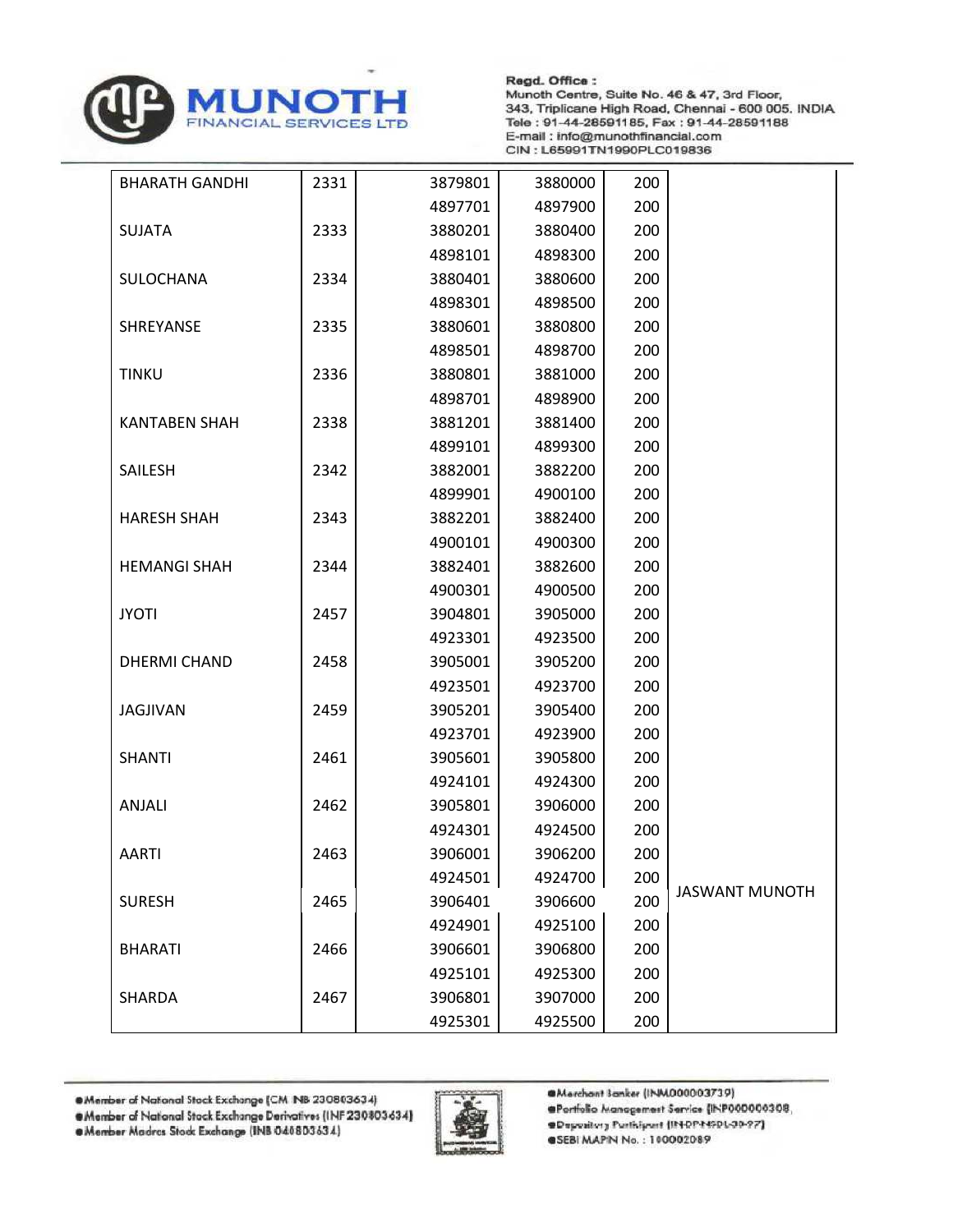| | | | | | |
|---|---|---|---|---|---|
| BHARATH GANDHI | 2331 | 3879801 | 3880000 | 200 | |
| | | 4897701 | 4897900 | 200 | |
| SUJATA | 2333 | 3880201 | 3880400 | 200 | |
| | | 4898101 | 4898300 | 200 | |
| SULOCHANA | 2334 | 3880401 | 3880600 | 200 | |
| | | 4898301 | 4898500 | 200 | |
| SHREYANSE | 2335 | 3880601 | 3880800 | 200 | |
| | | 4898501 | 4898700 | 200 | |
| TINKU | 2336 | 3880801 | 3881000 | 200 | |
| | | 4898701 | 4898900 | 200 | |
| KANTABEN SHAH | 2338 | 3881201 | 3881400 | 200 | |
| | | 4899101 | 4899300 | 200 | |
| SAILESH | 2342 | 3882001 | 3882200 | 200 | |
| | | 4899901 | 4900100 | 200 | |
| HARESH SHAH | 2343 | 3882201 | 3882400 | 200 | |
| | | 4900101 | 4900300 | 200 | |
| HEMANGI SHAH | 2344 | 3882401 | 3882600 | 200 | |
| | | 4900301 | 4900500 | 200 | |
| JYOTI | 2457 | 3904801 | 3905000 | 200 | |
| | | 4923301 | 4923500 | 200 | |
| DHERMI CHAND | 2458 | 3905001 | 3905200 | 200 | |
| | | 4923501 | 4923700 | 200 | |
| JAGJIVAN | 2459 | 3905201 | 3905400 | 200 | |
| | | 4923701 | 4923900 | 200 | |
| SHANTI | 2461 | 3905601 | 3905800 | 200 | |
| | | 4924101 | 4924300 | 200 | |
| ANJALI | 2462 | 3905801 | 3906000 | 200 | |
| | | 4924301 | 4924500 | 200 | |
| AARTI | 2463 | 3906001 | 3906200 | 200 | |
| | | 4924501 | 4924700 | 200 | JASWANT MUNOTH |
| SURESH | 2465 | 3906401 | 3906600 | 200 | |
| | | 4924901 | 4925100 | 200 | |
| BHARATI | 2466 | 3906601 | 3906800 | 200 | |
| | | 4925101 | 4925300 | 200 | |
| SHARDA | 2467 | 3906801 | 3907000 | 200 | |
| | | 4925301 | 4925500 | 200 | |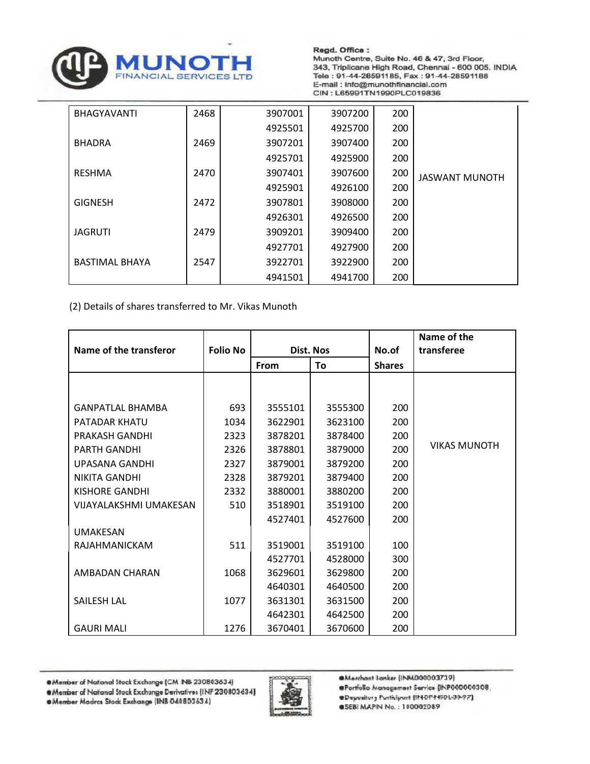| BHAGYAVANTI | 2468 | 3907001 | 3907200 | 200 | JASWANT MUNOTH |
|---|---|---|---|---|---|
| | | 4925501 | 4925700 | 200 | |
| BHADRA | 2469 | 3907201 | 3907400 | 200 | |
| | | 4925701 | 4925900 | 200 | |
| RESHMA | 2470 | 3907401 | 3907600 | 200 | |
| | | 4925901 | 4926100 | 200 | |
| GIGNESH | 2472 | 3907801 | 3908000 | 200 | |
| | | 4926301 | 4926500 | 200 | |
| JAGRUTI | 2479 | 3909201 | 3909400 | 200 | |
| | | 4927701 | 4927900 | 200 | |
| BASTIMAL BHAYA | 2547 | 3922701 | 3922900 | 200 | |
| | | 4941501 | 4941700 | 200 | |

(2) Details of shares transferred to Mr. Vikas Munoth

| Name of the transferor | Folio No | Dist. Nos | | No.of | Name of the transferee |
|---|---|---|---|---|---|
| | | From | To | Shares | |
| GANPATLAL BHAMBA | 693 | 3555101 | 3555300 | 200 | VIKAS MUNOTH |
| PATADAR KHATU | 1034 | 3622901 | 3623100 | 200 | |
| PRAKASH GANDHI | 2323 | 3878201 | 3878400 | 200 | |
| PARTH GANDHI | 2326 | 3878801 | 3879000 | 200 | |
| UPASANA GANDHI | 2327 | 3879001 | 3879200 | 200 | |
| NIKITA GANDHI | 2328 | 3879201 | 3879400 | 200 | |
| KISHORE GANDHI | 2332 | 3880001 | 3880200 | 200 | |
| VIJAYALAKSHMI UMAKESAN | 510 | 3518901 | 3519100 | 200 | |
| | | 4527401 | 4527600 | 200 | |
| UMAKESAN RAJAHMANICKAM | 511 | 3519001 | 3519100 | 100 | |
| | | 4527701 | 4528000 | 300 | |
| AMBADAN CHARAN | 1068 | 3629601 | 3629800 | 200 | |
| | | 4640301 | 4640500 | 200 | |
| SAILESH LAL | 1077 | 3631301 | 3631500 | 200 | |
| | | 4642301 | 4642500 | 200 | |
| GAURI MALI | 1276 | 3670401 | 3670600 | 200 | |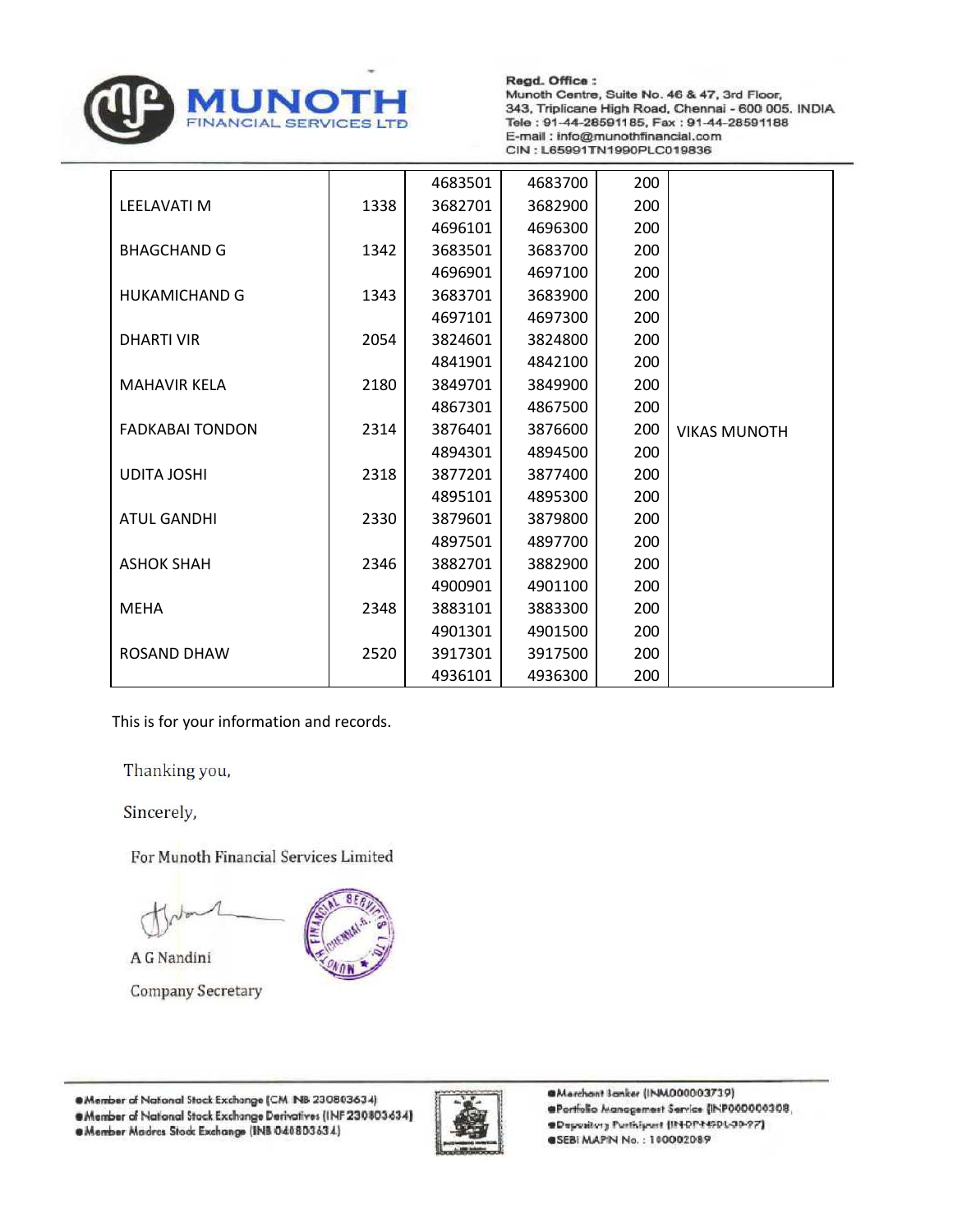| | | | | | |
|---|---|---|---|---|---|
| | | 4683501 | 4683700 | 200 | |
| LEELAVATI M | 1338 | 3682701 | 3682900 | 200 | |
| | | 4696101 | 4696300 | 200 | |
| BHAGCHAND G | 1342 | 3683501 | 3683700 | 200 | |
| | | 4696901 | 4697100 | 200 | |
| HUKAMICHAND G | 1343 | 3683701 | 3683900 | 200 | |
| | | 4697101 | 4697300 | 200 | |
| DHARTI VIR | 2054 | 3824601 | 3824800 | 200 | |
| | | 4841901 | 4842100 | 200 | |
| MAHAVIR KELA | 2180 | 3849701 | 3849900 | 200 | |
| | | 4867301 | 4867500 | 200 | |
| FADKABAI TONDON | 2314 | 3876401 | 3876600 | 200 | VIKAS MUNOTH |
| | | 4894301 | 4894500 | 200 | |
| UDITA JOSHI | 2318 | 3877201 | 3877400 | 200 | |
| | | 4895101 | 4895300 | 200 | |
| ATUL GANDHI | 2330 | 3879601 | 3879800 | 200 | |
| | | 4897501 | 4897700 | 200 | |
| ASHOK SHAH | 2346 | 3882701 | 3882900 | 200 | |
| | | 4900901 | 4901100 | 200 | |
| MEHA | 2348 | 3883101 | 3883300 | 200 | |
| | | 4901301 | 4901500 | 200 | |
| ROSAND DHAW | 2520 | 3917301 | 3917500 | 200 | |
| | | 4936101 | 4936300 | 200 | |

This is for your information and records.

Thanking you,

Sincerely,

For Munoth Financial Services Limited

A G Nandini

Company Secretary